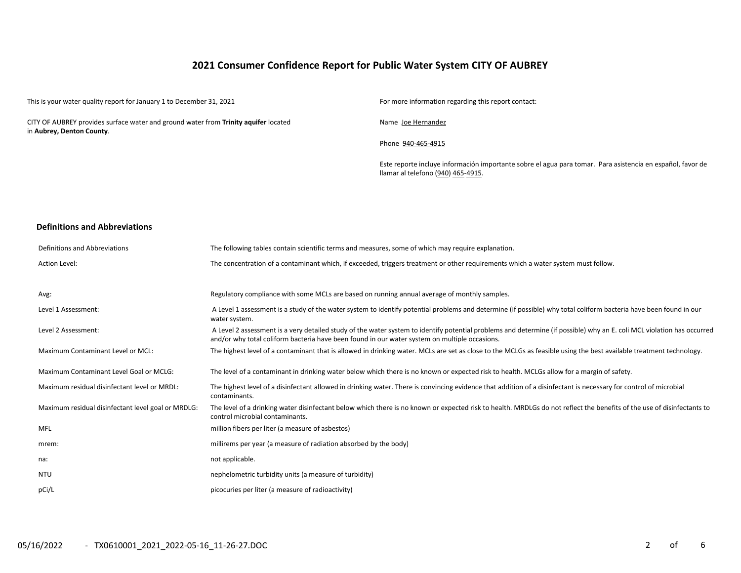# 2021 Consumer Confidence Report for Public Water System CITY OF AUBREY

This is your water quality report for January 1 to December 31, 2021

CITY OF AUBREY provides surface water and ground water from **Trinity aquifer** located in **Aubrey, Denton County**.

For more information regarding this report contact:

Name Joe Hernandez

Phone 940-465-4915

Este reporte incluye información importante sobre el agua para tomar. Para asistencia en español, favor de llamar al telefono (940) 465-4915.

## Definitions and Abbreviations

| | |
|---|---|
| Definitions and Abbreviations | The following tables contain scientific terms and measures, some of which may require explanation. |
| Action Level: | The concentration of a contaminant which, if exceeded, triggers treatment or other requirements which a water system must follow. |
| Avg: | Regulatory compliance with some MCLs are based on running annual average of monthly samples. |
| Level 1 Assessment: | A Level 1 assessment is a study of the water system to identify potential problems and determine (if possible) why total coliform bacteria have been found in our water system. |
| Level 2 Assessment: | A Level 2 assessment is a very detailed study of the water system to identify potential problems and determine (if possible) why an E. coli MCL violation has occurred and/or why total coliform bacteria have been found in our water system on multiple occasions. |
| Maximum Contaminant Level or MCL: | The highest level of a contaminant that is allowed in drinking water. MCLs are set as close to the MCLGs as feasible using the best available treatment technology. |
| Maximum Contaminant Level Goal or MCLG: | The level of a contaminant in drinking water below which there is no known or expected risk to health. MCLGs allow for a margin of safety. |
| Maximum residual disinfectant level or MRDL: | The highest level of a disinfectant allowed in drinking water. There is convincing evidence that addition of a disinfectant is necessary for control of microbial contaminants. |
| Maximum residual disinfectant level goal or MRDLG: | The level of a drinking water disinfectant below which there is no known or expected risk to health. MRDLGs do not reflect the benefits of the use of disinfectants to control microbial contaminants. |
| MFL | million fibers per liter (a measure of asbestos) |
| mrem: | millirems per year (a measure of radiation absorbed by the body) |
| na: | not applicable. |
| NTU | nephelometric turbidity units (a measure of turbidity) |
| pCi/L | picocuries per liter (a measure of radioactivity) |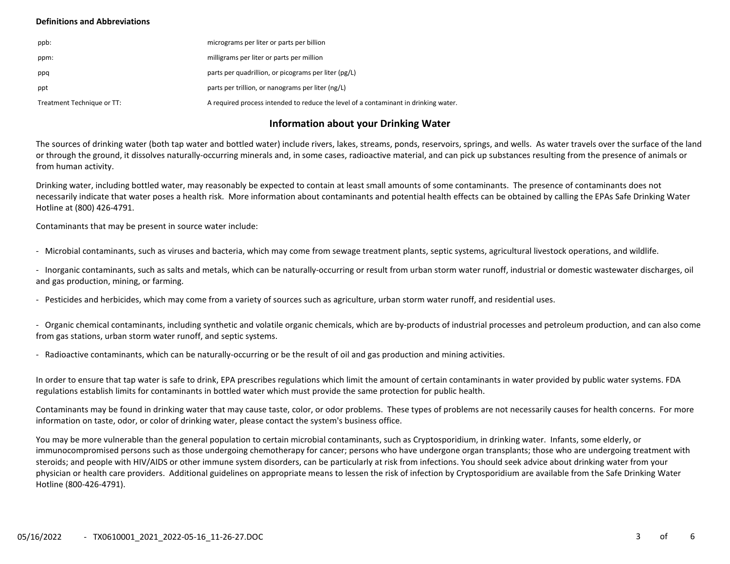**Definitions and Abbreviations**

| | |
|---|---|
| ppb: | micrograms per liter or parts per billion |
| ppm: | milligrams per liter or parts per million |
| ppq | parts per quadrillion, or picograms per liter (pg/L) |
| ppt | parts per trillion, or nanograms per liter (ng/L) |
| Treatment Technique or TT: | A required process intended to reduce the level of a contaminant in drinking water. |

## Information about your Drinking Water

The sources of drinking water (both tap water and bottled water) include rivers, lakes, streams, ponds, reservoirs, springs, and wells. As water travels over the surface of the land or through the ground, it dissolves naturally-occurring minerals and, in some cases, radioactive material, and can pick up substances resulting from the presence of animals or from human activity.

Drinking water, including bottled water, may reasonably be expected to contain at least small amounts of some contaminants. The presence of contaminants does not necessarily indicate that water poses a health risk. More information about contaminants and potential health effects can be obtained by calling the EPAs Safe Drinking Water Hotline at (800) 426-4791.

Contaminants that may be present in source water include:

- Microbial contaminants, such as viruses and bacteria, which may come from sewage treatment plants, septic systems, agricultural livestock operations, and wildlife.
- Inorganic contaminants, such as salts and metals, which can be naturally-occurring or result from urban storm water runoff, industrial or domestic wastewater discharges, oil and gas production, mining, or farming.
- Pesticides and herbicides, which may come from a variety of sources such as agriculture, urban storm water runoff, and residential uses.
- Organic chemical contaminants, including synthetic and volatile organic chemicals, which are by-products of industrial processes and petroleum production, and can also come from gas stations, urban storm water runoff, and septic systems.
- Radioactive contaminants, which can be naturally-occurring or be the result of oil and gas production and mining activities.

In order to ensure that tap water is safe to drink, EPA prescribes regulations which limit the amount of certain contaminants in water provided by public water systems. FDA regulations establish limits for contaminants in bottled water which must provide the same protection for public health.

Contaminants may be found in drinking water that may cause taste, color, or odor problems. These types of problems are not necessarily causes for health concerns. For more information on taste, odor, or color of drinking water, please contact the system's business office.

You may be more vulnerable than the general population to certain microbial contaminants, such as Cryptosporidium, in drinking water. Infants, some elderly, or immunocompromised persons such as those undergoing chemotherapy for cancer; persons who have undergone organ transplants; those who are undergoing treatment with steroids; and people with HIV/AIDS or other immune system disorders, can be particularly at risk from infections. You should seek advice about drinking water from your physician or health care providers. Additional guidelines on appropriate means to lessen the risk of infection by Cryptosporidium are available from the Safe Drinking Water Hotline (800-426-4791).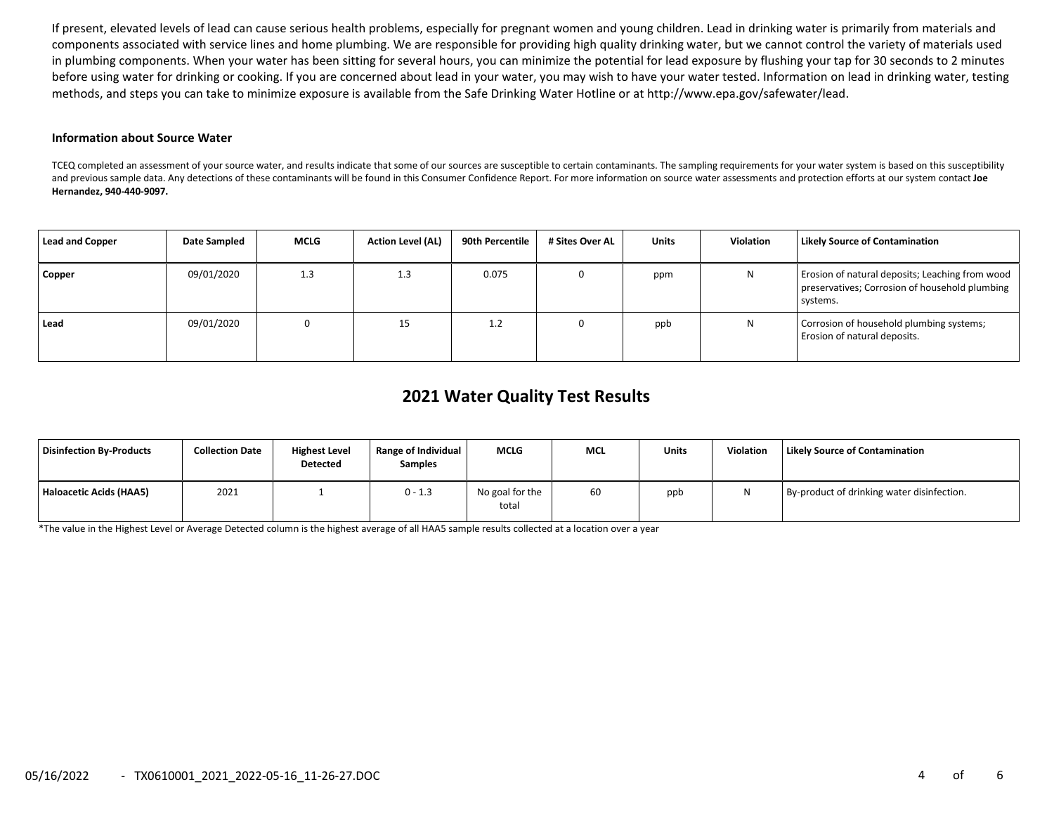If present, elevated levels of lead can cause serious health problems, especially for pregnant women and young children. Lead in drinking water is primarily from materials and components associated with service lines and home plumbing. We are responsible for providing high quality drinking water, but we cannot control the variety of materials used in plumbing components. When your water has been sitting for several hours, you can minimize the potential for lead exposure by flushing your tap for 30 seconds to 2 minutes before using water for drinking or cooking. If you are concerned about lead in your water, you may wish to have your water tested. Information on lead in drinking water, testing methods, and steps you can take to minimize exposure is available from the Safe Drinking Water Hotline or at http://www.epa.gov/safewater/lead.

**Information about Source Water**

TCEQ completed an assessment of your source water, and results indicate that some of our sources are susceptible to certain contaminants. The sampling requirements for your water system is based on this susceptibility and previous sample data. Any detections of these contaminants will be found in this Consumer Confidence Report. For more information on source water assessments and protection efforts at our system contact **Joe Hernandez, 940-440-9097.**

| Lead and Copper | Date Sampled | MCLG | Action Level (AL) | 90th Percentile | # Sites Over AL | Units | Violation | Likely Source of Contamination |
|---|---|---|---|---|---|---|---|---|
| Copper | 09/01/2020 | 1.3 | 1.3 | 0.075 | 0 | ppm | N | Erosion of natural deposits; Leaching from wood preservatives; Corrosion of household plumbing systems. |
| Lead | 09/01/2020 | 0 | 15 | 1.2 | 0 | ppb | N | Corrosion of household plumbing systems; Erosion of natural deposits. |

## 2021 Water Quality Test Results

| Disinfection By-Products | Collection Date | Highest Level Detected | Range of Individual Samples | MCLG | MCL | Units | Violation | Likely Source of Contamination |
|---|---|---|---|---|---|---|---|---|
| Haloacetic Acids (HAA5) | 2021 | 1 | 0 - 1.3 | No goal for the total | 60 | ppb | N | By-product of drinking water disinfection. |

*The value in the Highest Level or Average Detected column is the highest average of all HAA5 sample results collected at a location over a year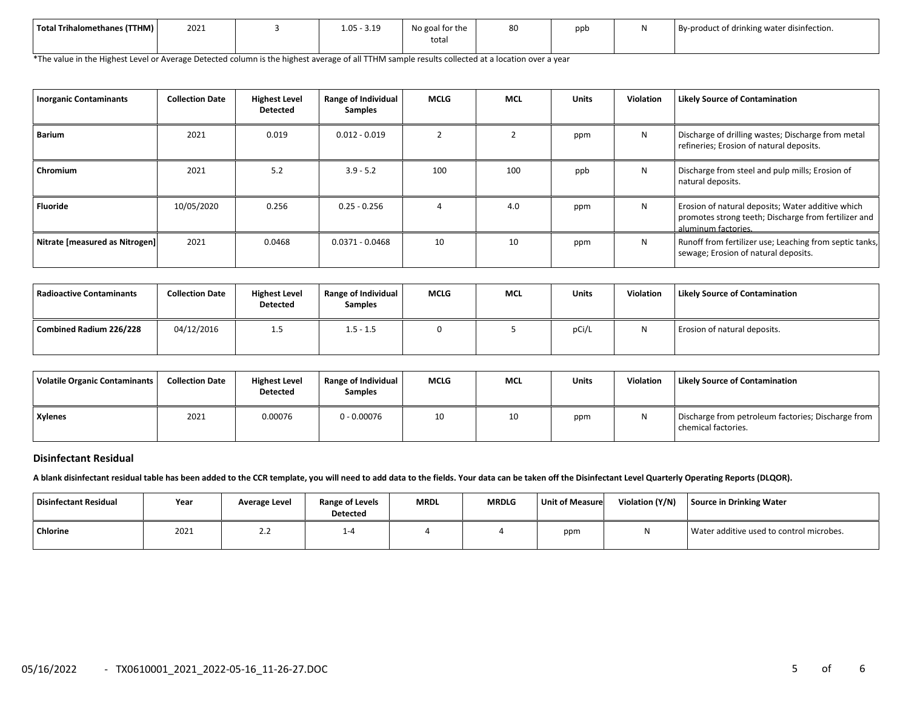| Total Trihalomethanes (TTHM) | 2021 | 3 | 1.05 - 3.19 | No goal for the total | 80 | ppb | N | By-product of drinking water disinfection. |
|---|---|---|---|---|---|---|---|---|

*The value in the Highest Level or Average Detected column is the highest average of all TTHM sample results collected at a location over a year

| Inorganic Contaminants | Collection Date | Highest Level Detected | Range of Individual Samples | MCLG | MCL | Units | Violation | Likely Source of Contamination |
|---|---|---|---|---|---|---|---|---|
| Barium | 2021 | 0.019 | 0.012 - 0.019 | 2 | 2 | ppm | N | Discharge of drilling wastes; Discharge from metal refineries; Erosion of natural deposits. |
| Chromium | 2021 | 5.2 | 3.9 - 5.2 | 100 | 100 | ppb | N | Discharge from steel and pulp mills; Erosion of natural deposits. |
| Fluoride | 10/05/2020 | 0.256 | 0.25 - 0.256 | 4 | 4.0 | ppm | N | Erosion of natural deposits; Water additive which promotes strong teeth; Discharge from fertilizer and aluminum factories. |
| Nitrate [measured as Nitrogen] | 2021 | 0.0468 | 0.0371 - 0.0468 | 10 | 10 | ppm | N | Runoff from fertilizer use; Leaching from septic tanks, sewage; Erosion of natural deposits. |

| Radioactive Contaminants | Collection Date | Highest Level Detected | Range of Individual Samples | MCLG | MCL | Units | Violation | Likely Source of Contamination |
|---|---|---|---|---|---|---|---|---|
| Combined Radium 226/228 | 04/12/2016 | 1.5 | 1.5 - 1.5 | 0 | 5 | pCi/L | N | Erosion of natural deposits. |

| Volatile Organic Contaminants | Collection Date | Highest Level Detected | Range of Individual Samples | MCLG | MCL | Units | Violation | Likely Source of Contamination |
|---|---|---|---|---|---|---|---|---|
| Xylenes | 2021 | 0.00076 | 0 - 0.00076 | 10 | 10 | ppm | N | Discharge from petroleum factories; Discharge from chemical factories. |

## Disinfectant Residual

**A blank disinfectant residual table has been added to the CCR template, you will need to add data to the fields. Your data can be taken off the Disinfectant Level Quarterly Operating Reports (DLQOR).**

| Disinfectant Residual | Year | Average Level | Range of Levels Detected | MRDL | MRDLG | Unit of Measure | Violation (Y/N) | Source in Drinking Water |
|---|---|---|---|---|---|---|---|---|
| Chlorine | 2021 | 2.2 | 1-4 | 4 | 4 | ppm | N | Water additive used to control microbes. |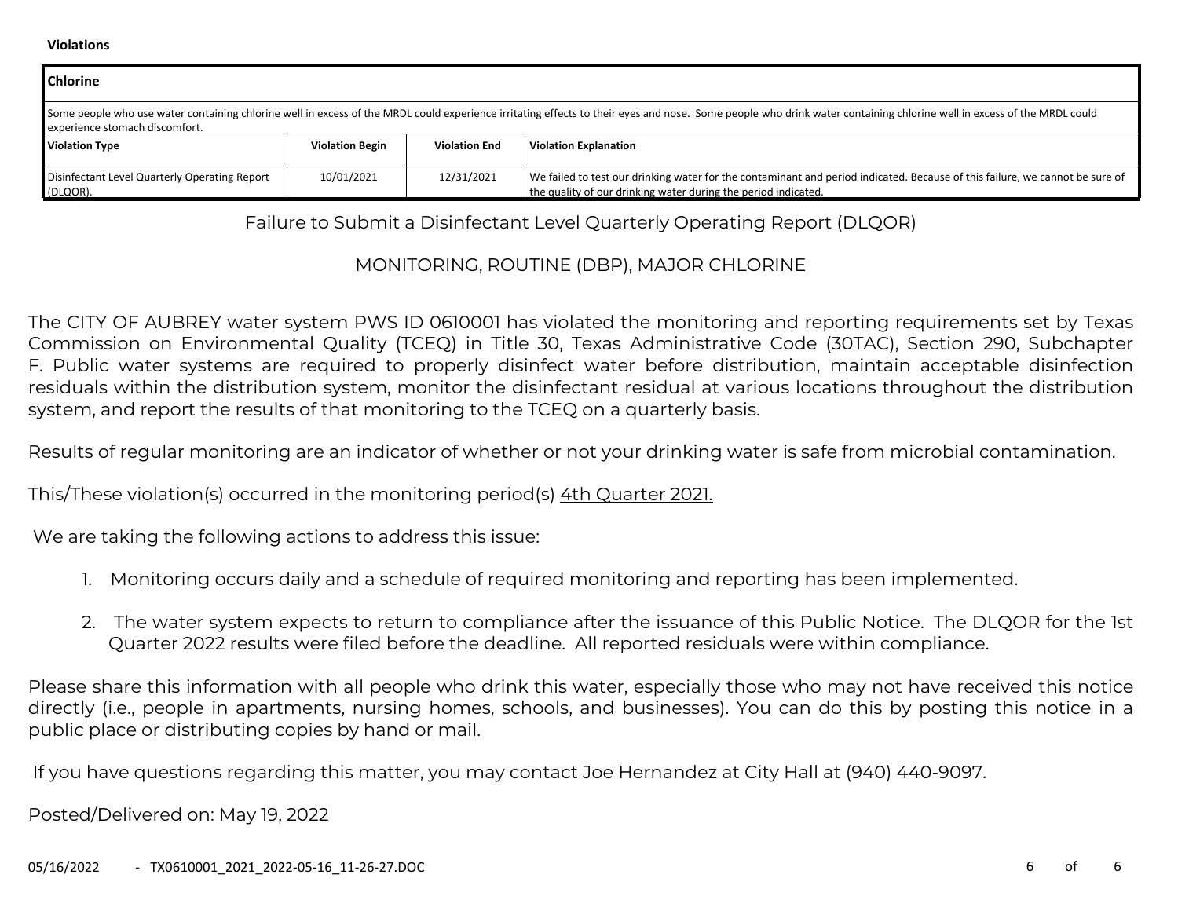**Violations**

| **Chlorine** | | | |
|---|---|---|---|
| Some people who use water containing chlorine well in excess of the MRDL could experience irritating effects to their eyes and nose. Some people who drink water containing chlorine well in excess of the MRDL could experience stomach discomfort. | | | |
| **Violation Type** | **Violation Begin** | **Violation End** | **Violation Explanation** |
| Disinfectant Level Quarterly Operating Report (DLQOR). | 10/01/2021 | 12/31/2021 | We failed to test our drinking water for the contaminant and period indicated. Because of this failure, we cannot be sure of the quality of our drinking water during the period indicated. |

Failure to Submit a Disinfectant Level Quarterly Operating Report (DLQOR)

MONITORING, ROUTINE (DBP), MAJOR CHLORINE

The CITY OF AUBREY water system PWS ID 0610001 has violated the monitoring and reporting requirements set by Texas Commission on Environmental Quality (TCEQ) in Title 30, Texas Administrative Code (30TAC), Section 290, Subchapter F. Public water systems are required to properly disinfect water before distribution, maintain acceptable disinfection residuals within the distribution system, monitor the disinfectant residual at various locations throughout the distribution system, and report the results of that monitoring to the TCEQ on a quarterly basis.

Results of regular monitoring are an indicator of whether or not your drinking water is safe from microbial contamination.

This/These violation(s) occurred in the monitoring period(s) <u>4th Quarter 2021.</u>

We are taking the following actions to address this issue:

1. Monitoring occurs daily and a schedule of required monitoring and reporting has been implemented.
2. The water system expects to return to compliance after the issuance of this Public Notice. The DLQOR for the 1st Quarter 2022 results were filed before the deadline. All reported residuals were within compliance.

Please share this information with all people who drink this water, especially those who may not have received this notice directly (i.e., people in apartments, nursing homes, schools, and businesses). You can do this by posting this notice in a public place or distributing copies by hand or mail.

If you have questions regarding this matter, you may contact Joe Hernandez at City Hall at (940) 440-9097.

Posted/Delivered on: May 19, 2022